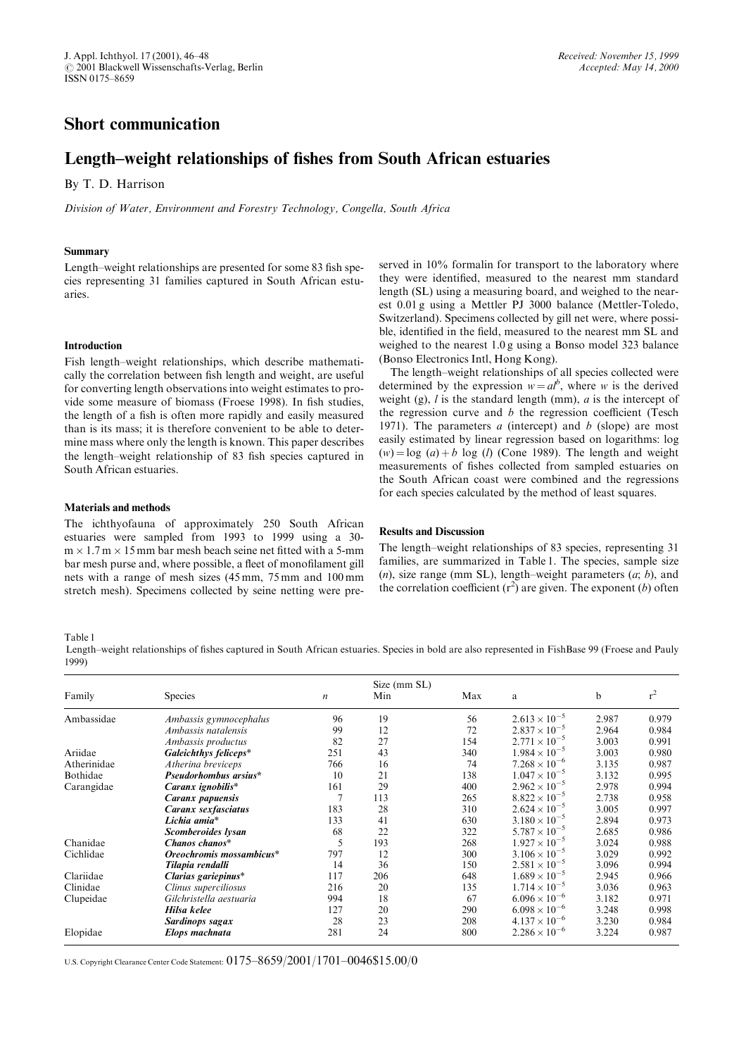## Short communication

# Length–weight relationships of fishes from South African estuaries

By T. D. Harrison

*Division of Water, Environment and Forestry Technology, Congella, South Africa*

### Summary

Length–weight relationships are presented for some 83 fish species representing 31 families captured in South African estuaries.

### Introduction

Fish length–weight relationships, which describe mathematically the correlation between fish length and weight, are useful for converting length observations into weight estimates to provide some measure of biomass (Froese 1998). In fish studies, the length of a fish is often more rapidly and easily measured than is its mass; it is therefore convenient to be able to determine mass where only the length is known. This paper describes the length–weight relationship of 83 fish species captured in South African estuaries.

### Materials and methods

The ichthyofauna of approximately 250 South African estuaries were sampled from 1993 to 1999 using a 30-m × 1.7 m × 15 mm bar mesh beach seine net fitted with a 5-mm bar mesh purse and, where possible, a fleet of monofilament gill nets with a range of mesh sizes (45 mm, 75 mm and 100 mm stretch mesh). Specimens collected by seine netting were preserved in 10% formalin for transport to the laboratory where they were identified, measured to the nearest mm standard length (SL) using a measuring board, and weighed to the nearest 0.01 g using a Mettler PJ 3000 balance (Mettler-Toledo, Switzerland). Specimens collected by gill net were, where possible, identified in the field, measured to the nearest mm SL and weighed to the nearest 1.0 g using a Bonso model 323 balance (Bonso Electronics Intl, Hong Kong).

The length–weight relationships of all species collected were determined by the expression $w = al^b$, where $w$ is the derived weight (g), $l$ is the standard length (mm), $a$ is the intercept of the regression curve and $b$ the regression coefficient (Tesch 1971). The parameters $a$ (intercept) and $b$ (slope) are most easily estimated by linear regression based on logarithms: $\log(w) = \log(a) + b \log(l)$ (Cone 1989). The length and weight measurements of fishes collected from sampled estuaries on the South African coast were combined and the regressions for each species calculated by the method of least squares.

### Results and Discussion

The length–weight relationships of 83 species, representing 31 families, are summarized in Table 1. The species, sample size ($n$), size range (mm SL), length–weight parameters ($a$; $b$), and the correlation coefficient ($r^2$) are given. The exponent ($b$) often

Table 1
Length–weight relationships of fishes captured in South African estuaries. Species in bold are also represented in FishBase 99 (Froese and Pauly 1999)

| Family | Species | $n$ | Size (mm SL) Min | Max | a | b | $r^2$ |
|---|---|---|---|---|---|---|---|
| Ambassidae | *Ambassis gymnocephalus* | 96 | 19 | 56 | $2.613 \times 10^{-5}$ | 2.987 | 0.979 |
| | *Ambassis natalensis* | 99 | 12 | 72 | $2.837 \times 10^{-5}$ | 2.964 | 0.984 |
| | *Ambassis productus* | 82 | 27 | 154 | $2.771 \times 10^{-5}$ | 3.003 | 0.991 |
| Ariidae | ***Galeichthys feliceps**** | 251 | 43 | 340 | $1.984 \times 10^{-5}$ | 3.003 | 0.980 |
| Atherinidae | *Atherina breviceps* | 766 | 16 | 74 | $7.268 \times 10^{-6}$ | 3.135 | 0.987 |
| Bothidae | ***Pseudorhombus arsius**** | 10 | 21 | 138 | $1.047 \times 10^{-5}$ | 3.132 | 0.995 |
| Carangidae | ***Caranx ignobilis**** | 161 | 29 | 400 | $2.962 \times 10^{-5}$ | 2.978 | 0.994 |
| | ***Caranx papuensis*** | 7 | 113 | 265 | $8.822 \times 10^{-5}$ | 2.738 | 0.958 |
| | ***Caranx sexfasciatus*** | 183 | 28 | 310 | $2.624 \times 10^{-5}$ | 3.005 | 0.997 |
| | ***Lichia amia**** | 133 | 41 | 630 | $3.180 \times 10^{-5}$ | 2.894 | 0.973 |
| | ***Scomberoides lysan*** | 68 | 22 | 322 | $5.787 \times 10^{-5}$ | 2.685 | 0.986 |
| Chanidae | ***Chanos chanos**** | 5 | 193 | 268 | $1.927 \times 10^{-5}$ | 3.024 | 0.988 |
| Cichlidae | ***Oreochromis mossambicus**** | 797 | 12 | 300 | $3.106 \times 10^{-5}$ | 3.029 | 0.992 |
| | ***Tilapia rendalli*** | 14 | 36 | 150 | $2.581 \times 10^{-5}$ | 3.096 | 0.994 |
| Clariidae | ***Clarias gariepinus**** | 117 | 206 | 648 | $1.689 \times 10^{-5}$ | 2.945 | 0.966 |
| Clinidae | *Clinus superciliosus* | 216 | 20 | 135 | $1.714 \times 10^{-5}$ | 3.036 | 0.963 |
| Clupeidae | *Gilchristella aestuaria* | 994 | 18 | 67 | $6.096 \times 10^{-6}$ | 3.182 | 0.971 |
| | ***Hilsa kelee*** | 127 | 20 | 290 | $6.098 \times 10^{-6}$ | 3.248 | 0.998 |
| | ***Sardinops sagax*** | 28 | 23 | 208 | $4.137 \times 10^{-6}$ | 3.230 | 0.984 |
| Elopidae | ***Elops machnata*** | 281 | 24 | 800 | $2.286 \times 10^{-6}$ | 3.224 | 0.987 |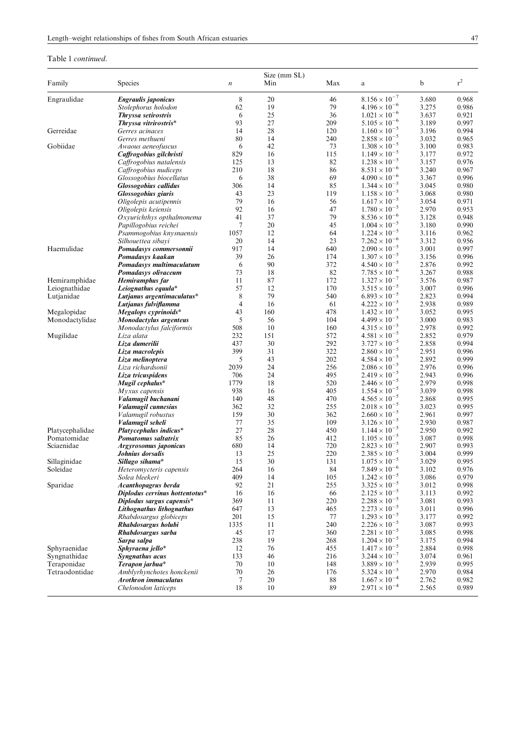Table 1 *continued.*

| Family | Species | *n* | Size (mm SL) Min | Max | a | b | $r^2$ |
|---|---|---|---|---|---|---|---|
| Engraulidae | ***Engraulis japonicus*** | 8 | 20 | 46 | $8.156 \times 10^{-7}$ | 3.680 | 0.968 |
| | *Stolephorus holodon* | 62 | 19 | 79 | $4.196 \times 10^{-6}$ | 3.275 | 0.986 |
| | ***Thryssa setirostris*** | 6 | 25 | 36 | $1.021 \times 10^{-6}$ | 3.637 | 0.921 |
| | ***Thryssa vitrirostris**** | 93 | 27 | 209 | $5.105 \times 10^{-6}$ | 3.189 | 0.997 |
| Gerreidae | *Gerres acinaces* | 14 | 28 | 120 | $1.160 \times 10^{-5}$ | 3.196 | 0.994 |
| | *Gerres methueni* | 80 | 14 | 240 | $2.858 \times 10^{-5}$ | 3.032 | 0.965 |
| Gobiidae | *Awaous aeneofuscus* | 6 | 42 | 73 | $1.308 \times 10^{-5}$ | 3.100 | 0.983 |
| | ***Caffrogobius gilchristi*** | 829 | 16 | 115 | $1.149 \times 10^{-5}$ | 3.177 | 0.972 |
| | *Caffrogobius natalensis* | 125 | 13 | 82 | $1.238 \times 10^{-5}$ | 3.157 | 0.976 |
| | *Caffrogobius nudiceps* | 210 | 18 | 86 | $8.531 \times 10^{-6}$ | 3.240 | 0.967 |
| | *Glossogobius biocellatus* | 6 | 38 | 69 | $4.090 \times 10^{-6}$ | 3.367 | 0.996 |
| | ***Glossogobius callidus*** | 306 | 14 | 85 | $1.344 \times 10^{-5}$ | 3.045 | 0.980 |
| | ***Glossogobius giuris*** | 43 | 23 | 119 | $1.158 \times 10^{-5}$ | 3.068 | 0.980 |
| | *Oligolepis acutipennis* | 79 | 16 | 56 | $1.617 \times 10^{-5}$ | 3.054 | 0.971 |
| | *Oligolepis keiensis* | 92 | 16 | 47 | $1.780 \times 10^{-5}$ | 2.970 | 0.953 |
| | *Oxyurichthys opthalmonema* | 41 | 37 | 79 | $8.536 \times 10^{-6}$ | 3.128 | 0.948 |
| | *Papillogobius reichei* | 7 | 20 | 45 | $1.004 \times 10^{-5}$ | 3.180 | 0.990 |
| | *Psammogobius knysnaensis* | 1057 | 12 | 64 | $1.224 \times 10^{-5}$ | 3.116 | 0.962 |
| | *Silhouettea sibayi* | 20 | 14 | 23 | $7.262 \times 10^{-6}$ | 3.312 | 0.956 |
| Haemulidae | ***Pomadasys commersonnii*** | 917 | 14 | 640 | $2.090 \times 10^{-5}$ | 3.001 | 0.997 |
| | ***Pomadasys kaakan*** | 39 | 26 | 174 | $1.307 \times 10^{-5}$ | 3.156 | 0.996 |
| | ***Pomadasys multimaculatum*** | 6 | 90 | 372 | $4.540 \times 10^{-5}$ | 2.876 | 0.992 |
| | ***Pomadasys olivaceum*** | 73 | 18 | 82 | $7.785 \times 10^{-6}$ | 3.267 | 0.988 |
| Hemiramphidae | ***Hemiramphus far*** | 11 | 87 | 172 | $1.327 \times 10^{-7}$ | 3.576 | 0.987 |
| Leiognathidae | ***Leiognathus equula**** | 57 | 12 | 170 | $3.515 \times 10^{-5}$ | 3.007 | 0.996 |
| Lutjanidae | ***Lutjanus argentimaculatus**** | 8 | 79 | 540 | $6.893 \times 10^{-5}$ | 2.823 | 0.994 |
| | ***Lutjanus fulviflamma*** | 4 | 16 | 61 | $4.222 \times 10^{-5}$ | 2.938 | 0.989 |
| Megalopidae | ***Megalops cyprinoids**** | 43 | 160 | 478 | $1.432 \times 10^{-5}$ | 3.052 | 0.995 |
| Monodactylidae | ***Monodactylus argenteus*** | 5 | 56 | 104 | $4.499 \times 10^{-5}$ | 3.000 | 0.983 |
| | *Monodactylus falciformis* | 508 | 10 | 160 | $4.315 \times 10^{-5}$ | 2.978 | 0.992 |
| Mugilidae | *Liza alata* | 232 | 151 | 572 | $4.581 \times 10^{-5}$ | 2.852 | 0.979 |
| | ***Liza dumerilii*** | 437 | 30 | 292 | $3.727 \times 10^{-5}$ | 2.858 | 0.994 |
| | ***Liza macrolepis*** | 399 | 31 | 322 | $2.860 \times 10^{-5}$ | 2.951 | 0.996 |
| | ***Liza melinoptera*** | 5 | 43 | 202 | $4.584 \times 10^{-5}$ | 2.892 | 0.999 |
| | *Liza richardsonii* | 2039 | 24 | 256 | $2.086 \times 10^{-5}$ | 2.976 | 0.996 |
| | ***Liza tricuspidens*** | 706 | 24 | 495 | $2.419 \times 10^{-5}$ | 2.943 | 0.996 |
| | ***Mugil cephalus**** | 1779 | 18 | 520 | $2.446 \times 10^{-5}$ | 2.979 | 0.998 |
| | *Myxus capensis* | 938 | 16 | 405 | $1.554 \times 10^{-5}$ | 3.039 | 0.998 |
| | ***Valamugil buchanani*** | 140 | 48 | 470 | $4.565 \times 10^{-5}$ | 2.868 | 0.995 |
| | ***Valamugil cunnesius*** | 362 | 32 | 255 | $2.018 \times 10^{-5}$ | 3.023 | 0.995 |
| | *Valamugil robustus* | 159 | 30 | 362 | $2.660 \times 10^{-5}$ | 2.961 | 0.997 |
| | ***Valamugil seheli*** | 77 | 35 | 109 | $3.126 \times 10^{-5}$ | 2.930 | 0.987 |
| Platycephalidae | ***Platycephalus indicus**** | 27 | 28 | 450 | $1.144 \times 10^{-5}$ | 2.950 | 0.992 |
| Pomatomidae | ***Pomatomus saltatrix*** | 85 | 26 | 412 | $1.105 \times 10^{-5}$ | 3.087 | 0.998 |
| Sciaenidae | ***Argyrosomus japonicus*** | 680 | 14 | 720 | $2.823 \times 10^{-5}$ | 2.907 | 0.993 |
| | ***Johnius dorsalis*** | 13 | 25 | 220 | $2.385 \times 10^{-5}$ | 3.004 | 0.999 |
| Sillaginidae | ***Sillago sihama**** | 15 | 30 | 131 | $1.075 \times 10^{-5}$ | 3.029 | 0.995 |
| Soleidae | *Heteromycteris capensis* | 264 | 16 | 84 | $7.849 \times 10^{-6}$ | 3.102 | 0.976 |
| | *Solea bleekeri* | 409 | 14 | 105 | $1.242 \times 10^{-5}$ | 3.086 | 0.979 |
| Sparidae | ***Acanthopagrus berda*** | 92 | 21 | 255 | $3.325 \times 10^{-5}$ | 3.012 | 0.998 |
| | ***Diplodus cervinus hottentotus**** | 16 | 16 | 66 | $2.125 \times 10^{-5}$ | 3.113 | 0.992 |
| | ***Diplodus sargus capensis**** | 369 | 11 | 220 | $2.288 \times 10^{-5}$ | 3.081 | 0.993 |
| | ***Lithognathus lithognathus*** | 647 | 13 | 465 | $2.273 \times 10^{-5}$ | 3.011 | 0.996 |
| | *Rhabdosargus globiceps* | 201 | 15 | 77 | $1.293 \times 10^{-5}$ | 3.177 | 0.992 |
| | ***Rhabdosargus holubi*** | 1335 | 11 | 240 | $2.226 \times 10^{-5}$ | 3.087 | 0.993 |
| | ***Rhabdosargus sarba*** | 45 | 17 | 360 | $2.281 \times 10^{-5}$ | 3.085 | 0.998 |
| | ***Sarpa salpa*** | 238 | 19 | 268 | $1.204 \times 10^{-5}$ | 3.175 | 0.994 |
| Sphyraenidae | ***Sphyraena jello**** | 12 | 76 | 455 | $1.417 \times 10^{-5}$ | 2.884 | 0.998 |
| Syngnathidae | ***Syngnathus acus*** | 133 | 46 | 216 | $3.244 \times 10^{-7}$ | 3.074 | 0.961 |
| Teraponidae | ***Terapon jarbua**** | 70 | 10 | 148 | $3.889 \times 10^{-5}$ | 2.939 | 0.995 |
| Tetraodontidae | *Amblyrhynchotes honckenii* | 70 | 26 | 176 | $5.324 \times 10^{-5}$ | 2.970 | 0.984 |
| | ***Arothron immaculatus*** | 7 | 20 | 88 | $1.667 \times 10^{-4}$ | 2.762 | 0.982 |
| | *Chelonodon laticeps* | 18 | 10 | 89 | $2.971 \times 10^{-4}$ | 2.565 | 0.989 |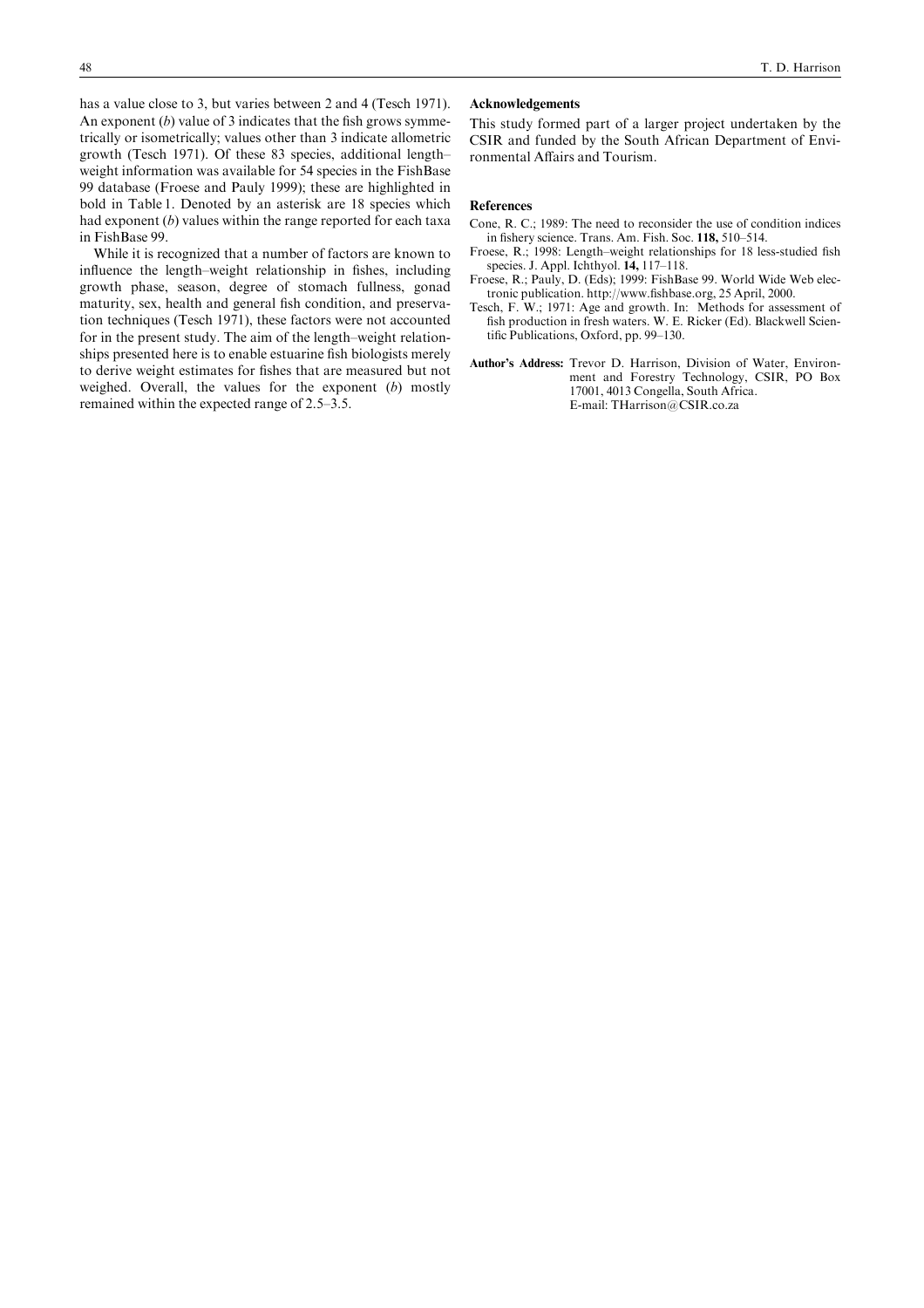has a value close to 3, but varies between 2 and 4 (Tesch 1971). An exponent ($b$) value of 3 indicates that the fish grows symmetrically or isometrically; values other than 3 indicate allometric growth (Tesch 1971). Of these 83 species, additional length–weight information was available for 54 species in the FishBase 99 database (Froese and Pauly 1999); these are highlighted in bold in Table 1. Denoted by an asterisk are 18 species which had exponent ($b$) values within the range reported for each taxa in FishBase 99.

While it is recognized that a number of factors are known to influence the length–weight relationship in fishes, including growth phase, season, degree of stomach fullness, gonad maturity, sex, health and general fish condition, and preservation techniques (Tesch 1971), these factors were not accounted for in the present study. The aim of the length–weight relationships presented here is to enable estuarine fish biologists merely to derive weight estimates for fishes that are measured but not weighed. Overall, the values for the exponent ($b$) mostly remained within the expected range of 2.5–3.5.

## Acknowledgements

This study formed part of a larger project undertaken by the CSIR and funded by the South African Department of Environmental Affairs and Tourism.

## References

Cone, R. C.; 1989: The need to reconsider the use of condition indices in fishery science. Trans. Am. Fish. Soc. **118,** 510–514.

Froese, R.; 1998: Length–weight relationships for 18 less-studied fish species. J. Appl. Ichthyol. **14,** 117–118.

Froese, R.; Pauly, D. (Eds); 1999: FishBase 99. World Wide Web electronic publication. http://www.fishbase.org, 25 April, 2000.

Tesch, F. W.; 1971: Age and growth. In: Methods for assessment of fish production in fresh waters. W. E. Ricker (Ed). Blackwell Scientific Publications, Oxford, pp. 99–130.

**Author's Address:** Trevor D. Harrison, Division of Water, Environment and Forestry Technology, CSIR, PO Box 17001, 4013 Congella, South Africa.
E-mail: THarrison@CSIR.co.za